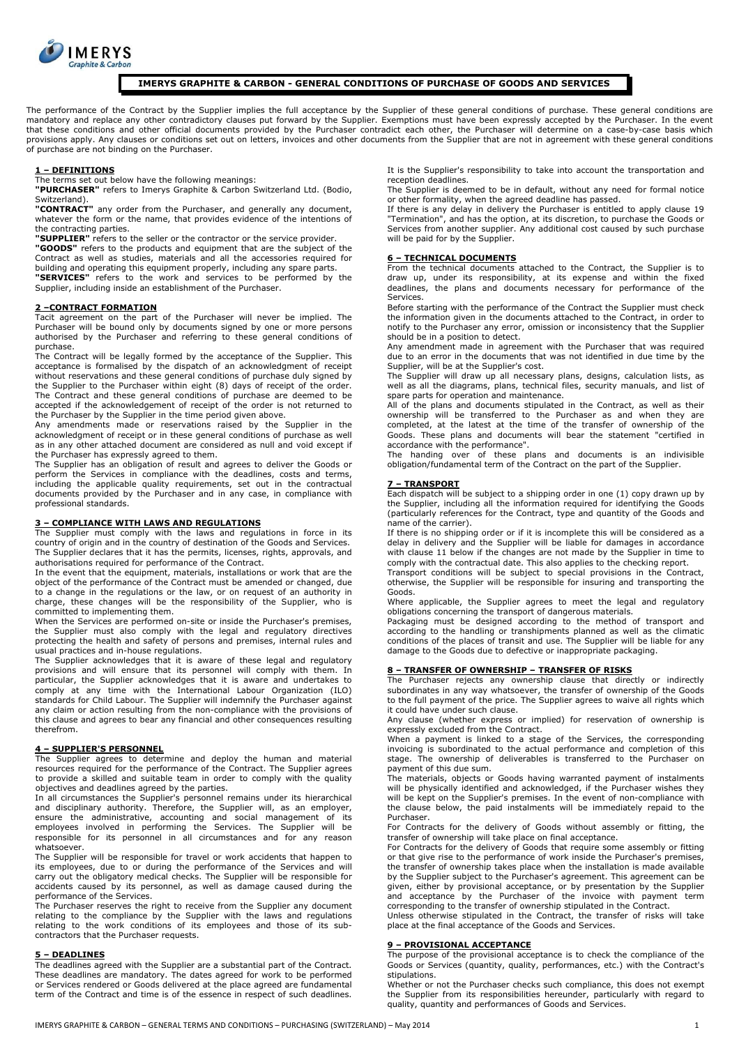# IMERYS GRAPHITE & CARBON - GENERAL CONDITIONS OF PURCHASE OF GOODS AND SERVICES

The performance of the Contract by the Supplier implies the full acceptance by the Supplier of these general conditions of purchase. These general conditions are mandatory and replace any other contradictory clauses put forward by the Supplier. Exemptions must have been expressly accepted by the Purchaser. In the event that these conditions and other official documents provided by the Purchaser contradict each other, the Purchaser will determine on a case-by-case basis which provisions apply. Any clauses or conditions set out on letters, invoices and other documents from the Supplier that are not in agreement with these general conditions of purchase are not binding on the Purchaser.

## 1 – DEFINITIONS

The terms set out below have the following meanings:

**"PURCHASER"** refers to Imerys Graphite & Carbon Switzerland Ltd. (Bodio, Switzerland).

**"CONTRACT"** any order from the Purchaser, and generally any document, whatever the form or the name, that provides evidence of the intentions of the contracting parties.

**"SUPPLIER"** refers to the seller or the contractor or the service provider.

**"GOODS"** refers to the products and equipment that are the subject of the Contract as well as studies, materials and all the accessories required for building and operating this equipment properly, including any spare parts.

**"SERVICES"** refers to the work and services to be performed by the Supplier, including inside an establishment of the Purchaser.

## 2 –CONTRACT FORMATION

Tacit agreement on the part of the Purchaser will never be implied. The Purchaser will be bound only by documents signed by one or more persons authorised by the Purchaser and referring to these general conditions of purchase.

The Contract will be legally formed by the acceptance of the Supplier. This acceptance is formalised by the dispatch of an acknowledgment of receipt without reservations and these general conditions of purchase duly signed by the Supplier to the Purchaser within eight (8) days of receipt of the order. The Contract and these general conditions of purchase are deemed to be accepted if the acknowledgement of receipt of the order is not returned to the Purchaser by the Supplier in the time period given above.

Any amendments made or reservations raised by the Supplier in the acknowledgment of receipt or in these general conditions of purchase as well as in any other attached document are considered as null and void except if the Purchaser has expressly agreed to them.

The Supplier has an obligation of result and agrees to deliver the Goods or perform the Services in compliance with the deadlines, costs and terms, including the applicable quality requirements, set out in the contractual documents provided by the Purchaser and in any case, in compliance with professional standards.

## 3 – COMPLIANCE WITH LAWS AND REGULATIONS

The Supplier must comply with the laws and regulations in force in its country of origin and in the country of destination of the Goods and Services.

The Supplier declares that it has the permits, licenses, rights, approvals, and authorisations required for performance of the Contract.

In the event that the equipment, materials, installations or work that are the object of the performance of the Contract must be amended or changed, due to a change in the regulations or the law, or on request of an authority in charge, these changes will be the responsibility of the Supplier, who is committed to implementing them.

When the Services are performed on-site or inside the Purchaser's premises, the Supplier must also comply with the legal and regulatory directives protecting the health and safety of persons and premises, internal rules and usual practices and in-house regulations.

The Supplier acknowledges that it is aware of these legal and regulatory provisions and will ensure that its personnel will comply with them. In particular, the Supplier acknowledges that it is aware and undertakes to comply at any time with the International Labour Organization (ILO) standards for Child Labour. The Supplier will indemnify the Purchaser against any claim or action resulting from the non-compliance with the provisions of this clause and agrees to bear any financial and other consequences resulting therefrom.

## 4 – SUPPLIER'S PERSONNEL

The Supplier agrees to determine and deploy the human and material resources required for the performance of the Contract. The Supplier agrees to provide a skilled and suitable team in order to comply with the quality objectives and deadlines agreed by the parties.

In all circumstances the Supplier's personnel remains under its hierarchical and disciplinary authority. Therefore, the Supplier will, as an employer, ensure the administrative, accounting and social management of its employees involved in performing the Services. The Supplier will be responsible for its personnel in all circumstances and for any reason whatsoever.

The Supplier will be responsible for travel or work accidents that happen to its employees, due to or during the performance of the Services and will carry out the obligatory medical checks. The Supplier will be responsible for accidents caused by its personnel, as well as damage caused during the performance of the Services.

The Purchaser reserves the right to receive from the Supplier any document relating to the compliance by the Supplier with the laws and regulations relating to the work conditions of its employees and those of its sub-contractors that the Purchaser requests.

## 5 – DEADLINES

The deadlines agreed with the Supplier are a substantial part of the Contract. These deadlines are mandatory. The dates agreed for work to be performed or Services rendered or Goods delivered at the place agreed are fundamental term of the Contract and time is of the essence in respect of such deadlines.

It is the Supplier's responsibility to take into account the transportation and reception deadlines.

The Supplier is deemed to be in default, without any need for formal notice or other formality, when the agreed deadline has passed.

If there is any delay in delivery the Purchaser is entitled to apply clause 19 "Termination", and has the option, at its discretion, to purchase the Goods or Services from another supplier. Any additional cost caused by such purchase will be paid for by the Supplier.

## 6 – TECHNICAL DOCUMENTS

From the technical documents attached to the Contract, the Supplier is to draw up, under its responsibility, at its expense and within the fixed deadlines, the plans and documents necessary for performance of the Services.

Before starting with the performance of the Contract the Supplier must check the information given in the documents attached to the Contract, in order to notify to the Purchaser any error, omission or inconsistency that the Supplier should be in a position to detect.

Any amendment made in agreement with the Purchaser that was required due to an error in the documents that was not identified in due time by the Supplier, will be at the Supplier's cost.

The Supplier will draw up all necessary plans, designs, calculation lists, as well as all the diagrams, plans, technical files, security manuals, and list of spare parts for operation and maintenance.

All of the plans and documents stipulated in the Contract, as well as their ownership will be transferred to the Purchaser as and when they are completed, at the latest at the time of the transfer of ownership of the Goods. These plans and documents will bear the statement "certified in accordance with the performance".

The handing over of these plans and documents is an indivisible obligation/fundamental term of the Contract on the part of the Supplier.

## 7 – TRANSPORT

Each dispatch will be subject to a shipping order in one (1) copy drawn up by the Supplier, including all the information required for identifying the Goods (particularly references for the Contract, type and quantity of the Goods and name of the carrier).

If there is no shipping order or if it is incomplete this will be considered as a delay in delivery and the Supplier will be liable for damages in accordance with clause 11 below if the changes are not made by the Supplier in time to comply with the contractual date. This also applies to the checking report.

Transport conditions will be subject to special provisions in the Contract, otherwise, the Supplier will be responsible for insuring and transporting the Goods.

Where applicable, the Supplier agrees to meet the legal and regulatory obligations concerning the transport of dangerous materials.

Packaging must be designed according to the method of transport and according to the handling or transhipments planned as well as the climatic conditions of the places of transit and use. The Supplier will be liable for any damage to the Goods due to defective or inappropriate packaging.

## 8 – TRANSFER OF OWNERSHIP – TRANSFER OF RISKS

The Purchaser rejects any ownership clause that directly or indirectly subordinates in any way whatsoever, the transfer of ownership of the Goods to the full payment of the price. The Supplier agrees to waive all rights which it could have under such clause.

Any clause (whether express or implied) for reservation of ownership is expressly excluded from the Contract.

When a payment is linked to a stage of the Services, the corresponding invoicing is subordinated to the actual performance and completion of this stage. The ownership of deliverables is transferred to the Purchaser on payment of this due sum.

The materials, objects or Goods having warranted payment of instalments will be physically identified and acknowledged, if the Purchaser wishes they will be kept on the Supplier's premises. In the event of non-compliance with the clause below, the paid instalments will be immediately repaid to the Purchaser.

For Contracts for the delivery of Goods without assembly or fitting, the transfer of ownership will take place on final acceptance.

For Contracts for the delivery of Goods that require some assembly or fitting or that give rise to the performance of work inside the Purchaser's premises, the transfer of ownership takes place when the installation is made available by the Supplier subject to the Purchaser's agreement. This agreement can be given, either by provisional acceptance, or by presentation by the Supplier and acceptance by the Purchaser of the invoice with payment term corresponding to the transfer of ownership stipulated in the Contract.

Unless otherwise stipulated in the Contract, the transfer of risks will take place at the final acceptance of the Goods and Services.

## 9 – PROVISIONAL ACCEPTANCE

The purpose of the provisional acceptance is to check the compliance of the Goods or Services (quantity, quality, performances, etc.) with the Contract's stipulations.

Whether or not the Purchaser checks such compliance, this does not exempt the Supplier from its responsibilities hereunder, particularly with regard to quality, quantity and performances of Goods and Services.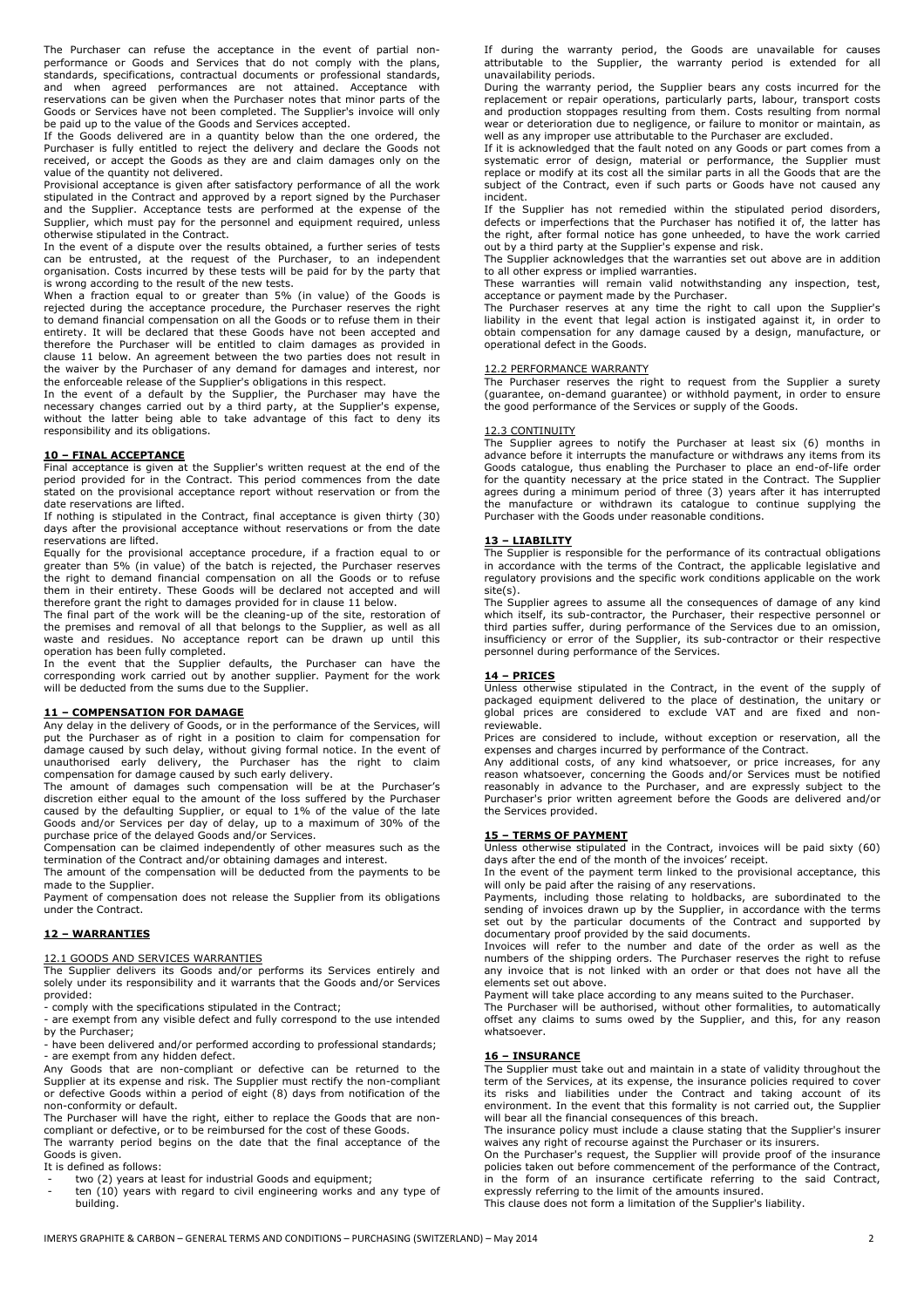The Purchaser can refuse the acceptance in the event of partial non-performance or Goods and Services that do not comply with the plans, standards, specifications, contractual documents or professional standards, and when agreed performances are not attained. Acceptance with reservations can be given when the Purchaser notes that minor parts of the Goods or Services have not been completed. The Supplier's invoice will only be paid up to the value of the Goods and Services accepted.

If the Goods delivered are in a quantity below than the one ordered, the Purchaser is fully entitled to reject the delivery and declare the Goods not received, or accept the Goods as they are and claim damages only on the value of the quantity not delivered.

Provisional acceptance is given after satisfactory performance of all the work stipulated in the Contract and approved by a report signed by the Purchaser and the Supplier. Acceptance tests are performed at the expense of the Supplier, which must pay for the personnel and equipment required, unless otherwise stipulated in the Contract.

In the event of a dispute over the results obtained, a further series of tests can be entrusted, at the request of the Purchaser, to an independent organisation. Costs incurred by these tests will be paid for by the party that is wrong according to the result of the new tests.

When a fraction equal to or greater than 5% (in value) of the Goods is rejected during the acceptance procedure, the Purchaser reserves the right to demand financial compensation on all the Goods or to refuse them in their entirety. It will be declared that these Goods have not been accepted and therefore the Purchaser will be entitled to claim damages as provided in clause 11 below. An agreement between the two parties does not result in the waiver by the Purchaser of any demand for damages and interest, nor the enforceable release of the Supplier's obligations in this respect.

In the event of a default by the Supplier, the Purchaser may have the necessary changes carried out by a third party, at the Supplier's expense, without the latter being able to take advantage of this fact to deny its responsibility and its obligations.

## 10 – FINAL ACCEPTANCE

Final acceptance is given at the Supplier's written request at the end of the period provided for in the Contract. This period commences from the date stated on the provisional acceptance report without reservation or from the date reservations are lifted.

If nothing is stipulated in the Contract, final acceptance is given thirty (30) days after the provisional acceptance without reservations or from the date reservations are lifted.

Equally for the provisional acceptance procedure, if a fraction equal to or greater than 5% (in value) of the batch is rejected, the Purchaser reserves the right to demand financial compensation on all the Goods or to refuse them in their entirety. These Goods will be declared not accepted and will therefore grant the right to damages provided for in clause 11 below.

The final part of the work will be the cleaning-up of the site, restoration of the premises and removal of all that belongs to the Supplier, as well as all waste and residues. No acceptance report can be drawn up until this operation has been fully completed.

In the event that the Supplier defaults, the Purchaser can have the corresponding work carried out by another supplier. Payment for the work will be deducted from the sums due to the Supplier.

## 11 – COMPENSATION FOR DAMAGE

Any delay in the delivery of Goods, or in the performance of the Services, will put the Purchaser as of right in a position to claim for compensation for damage caused by such delay, without giving formal notice. In the event of unauthorised early delivery, the Purchaser has the right to claim compensation for damage caused by such early delivery.

The amount of damages such compensation will be at the Purchaser's discretion either equal to the amount of the loss suffered by the Purchaser caused by the defaulting Supplier, or equal to 1% of the value of the late Goods and/or Services per day of delay, up to a maximum of 30% of the purchase price of the delayed Goods and/or Services.

Compensation can be claimed independently of other measures such as the termination of the Contract and/or obtaining damages and interest.

The amount of the compensation will be deducted from the payments to be made to the Supplier.

Payment of compensation does not release the Supplier from its obligations under the Contract.

## 12 – WARRANTIES

### 12.1 GOODS AND SERVICES WARRANTIES

The Supplier delivers its Goods and/or performs its Services entirely and solely under its responsibility and it warrants that the Goods and/or Services provided:

- comply with the specifications stipulated in the Contract;
- are exempt from any visible defect and fully correspond to the use intended by the Purchaser;
- have been delivered and/or performed according to professional standards;
- are exempt from any hidden defect.

Any Goods that are non-compliant or defective can be returned to the Supplier at its expense and risk. The Supplier must rectify the non-compliant or defective Goods within a period of eight (8) days from notification of the non-conformity or default.

The Purchaser will have the right, either to replace the Goods that are non-compliant or defective, or to be reimbursed for the cost of these Goods.

The warranty period begins on the date that the final acceptance of the Goods is given.

It is defined as follows:

- two (2) years at least for industrial Goods and equipment;
- ten (10) years with regard to civil engineering works and any type of building.

If during the warranty period, the Goods are unavailable for causes attributable to the Supplier, the warranty period is extended for all unavailability periods.

During the warranty period, the Supplier bears any costs incurred for the replacement or repair operations, particularly parts, labour, transport costs and production stoppages resulting from them. Costs resulting from normal wear or deterioration due to negligence, or failure to monitor or maintain, as well as any improper use attributable to the Purchaser are excluded.

If it is acknowledged that the fault noted on any Goods or part comes from a systematic error of design, material or performance, the Supplier must replace or modify at its cost all the similar parts in all the Goods that are the subject of the Contract, even if such parts or Goods have not caused any incident.

If the Supplier has not remedied within the stipulated period disorders, defects or imperfections that the Purchaser has notified it of, the latter has the right, after formal notice has gone unheeded, to have the work carried out by a third party at the Supplier's expense and risk.

The Supplier acknowledges that the warranties set out above are in addition to all other express or implied warranties.

These warranties will remain valid notwithstanding any inspection, test, acceptance or payment made by the Purchaser.

The Purchaser reserves at any time the right to call upon the Supplier's liability in the event that legal action is instigated against it, in order to obtain compensation for any damage caused by a design, manufacture, or operational defect in the Goods.

### 12.2 PERFORMANCE WARRANTY

The Purchaser reserves the right to request from the Supplier a surety (guarantee, on-demand guarantee) or withhold payment, in order to ensure the good performance of the Services or supply of the Goods.

### 12.3 CONTINUITY

The Supplier agrees to notify the Purchaser at least six (6) months in advance before it interrupts the manufacture or withdraws any items from its Goods catalogue, thus enabling the Purchaser to place an end-of-life order for the quantity necessary at the price stated in the Contract. The Supplier agrees during a minimum period of three (3) years after it has interrupted the manufacture or withdrawn its catalogue to continue supplying the Purchaser with the Goods under reasonable conditions.

## 13 – LIABILITY

The Supplier is responsible for the performance of its contractual obligations in accordance with the terms of the Contract, the applicable legislative and regulatory provisions and the specific work conditions applicable on the work site(s).

The Supplier agrees to assume all the consequences of damage of any kind which itself, its sub-contractor, the Purchaser, their respective personnel or third parties suffer, during performance of the Services due to an omission, insufficiency or error of the Supplier, its sub-contractor or their respective personnel during performance of the Services.

## 14 – PRICES

Unless otherwise stipulated in the Contract, in the event of the supply of packaged equipment delivered to the place of destination, the unitary or global prices are considered to exclude VAT and are fixed and non-reviewable.

Prices are considered to include, without exception or reservation, all the expenses and charges incurred by performance of the Contract.

Any additional costs, of any kind whatsoever, or price increases, for any reason whatsoever, concerning the Goods and/or Services must be notified reasonably in advance to the Purchaser, and are expressly subject to the Purchaser's prior written agreement before the Goods are delivered and/or the Services provided.

## 15 – TERMS OF PAYMENT

Unless otherwise stipulated in the Contract, invoices will be paid sixty (60) days after the end of the month of the invoices' receipt.

In the event of the payment term linked to the provisional acceptance, this will only be paid after the raising of any reservations.

Payments, including those relating to holdbacks, are subordinated to the sending of invoices drawn up by the Supplier, in accordance with the terms set out by the particular documents of the Contract and supported by documentary proof provided by the said documents.

Invoices will refer to the number and date of the order as well as the numbers of the shipping orders. The Purchaser reserves the right to refuse any invoice that is not linked with an order or that does not have all the elements set out above.

Payment will take place according to any means suited to the Purchaser.

The Purchaser will be authorised, without other formalities, to automatically offset any claims to sums owed by the Supplier, and this, for any reason whatsoever.

## 16 – INSURANCE

The Supplier must take out and maintain in a state of validity throughout the term of the Services, at its expense, the insurance policies required to cover its risks and liabilities under the Contract and taking account of its environment. In the event that this formality is not carried out, the Supplier will bear all the financial consequences of this breach.

The insurance policy must include a clause stating that the Supplier's insurer waives any right of recourse against the Purchaser or its insurers.

On the Purchaser's request, the Supplier will provide proof of the insurance policies taken out before commencement of the performance of the Contract, in the form of an insurance certificate referring to the said Contract, expressly referring to the limit of the amounts insured.

This clause does not form a limitation of the Supplier's liability.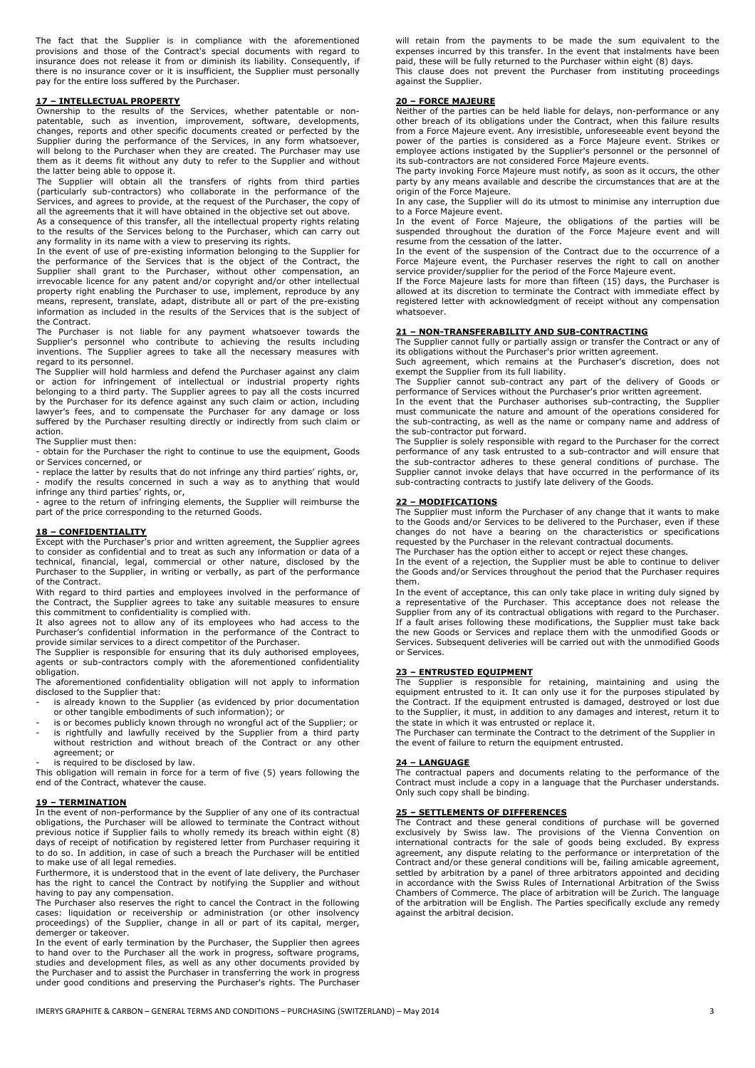The fact that the Supplier is in compliance with the aforementioned provisions and those of the Contract's special documents with regard to insurance does not release it from or diminish its liability. Consequently, if there is no insurance cover or it is insufficient, the Supplier must personally pay for the entire loss suffered by the Purchaser.

## 17 – INTELLECTUAL PROPERTY

Ownership to the results of the Services, whether patentable or non-patentable, such as invention, improvement, software, developments, changes, reports and other specific documents created or perfected by the Supplier during the performance of the Services, in any form whatsoever, will belong to the Purchaser when they are created. The Purchaser may use them as it deems fit without any duty to refer to the Supplier and without the latter being able to oppose it.

The Supplier will obtain all the transfers of rights from third parties (particularly sub-contractors) who collaborate in the performance of the Services, and agrees to provide, at the request of the Purchaser, the copy of all the agreements that it will have obtained in the objective set out above.

As a consequence of this transfer, all the intellectual property rights relating to the results of the Services belong to the Purchaser, which can carry out any formality in its name with a view to preserving its rights.

In the event of use of pre-existing information belonging to the Supplier for the performance of the Services that is the object of the Contract, the Supplier shall grant to the Purchaser, without other compensation, an irrevocable licence for any patent and/or copyright and/or other intellectual property right enabling the Purchaser to use, implement, reproduce by any means, represent, translate, adapt, distribute all or part of the pre-existing information as included in the results of the Services that is the subject of the Contract.

The Purchaser is not liable for any payment whatsoever towards the Supplier's personnel who contribute to achieving the results including inventions. The Supplier agrees to take all the necessary measures with regard to its personnel.

The Supplier will hold harmless and defend the Purchaser against any claim or action for infringement of intellectual or industrial property rights belonging to a third party. The Supplier agrees to pay all the costs incurred by the Purchaser for its defence against any such claim or action, including lawyer's fees, and to compensate the Purchaser for any damage or loss suffered by the Purchaser resulting directly or indirectly from such claim or action.

The Supplier must then:

- obtain for the Purchaser the right to continue to use the equipment, Goods or Services concerned, or
- replace the latter by results that do not infringe any third parties' rights, or,
- modify the results concerned in such a way as to anything that would infringe any third parties' rights, or,
- agree to the return of infringing elements, the Supplier will reimburse the part of the price corresponding to the returned Goods.

## 18 – CONFIDENTIALITY

Except with the Purchaser's prior and written agreement, the Supplier agrees to consider as confidential and to treat as such any information or data of a technical, financial, legal, commercial or other nature, disclosed by the Purchaser to the Supplier, in writing or verbally, as part of the performance of the Contract.

With regard to third parties and employees involved in the performance of the Contract, the Supplier agrees to take any suitable measures to ensure this commitment to confidentiality is complied with.

It also agrees not to allow any of its employees who had access to the Purchaser's confidential information in the performance of the Contract to provide similar services to a direct competitor of the Purchaser.

The Supplier is responsible for ensuring that its duly authorised employees, agents or sub-contractors comply with the aforementioned confidentiality obligation.

The aforementioned confidentiality obligation will not apply to information disclosed to the Supplier that:

- is already known to the Supplier (as evidenced by prior documentation or other tangible embodiments of such information); or
- is or becomes publicly known through no wrongful act of the Supplier; or
- is rightfully and lawfully received by the Supplier from a third party without restriction and without breach of the Contract or any other agreement; or
- is required to be disclosed by law.

This obligation will remain in force for a term of five (5) years following the end of the Contract, whatever the cause.

## 19 – TERMINATION

In the event of non-performance by the Supplier of any one of its contractual obligations, the Purchaser will be allowed to terminate the Contract without previous notice if Supplier fails to wholly remedy its breach within eight (8) days of receipt of notification by registered letter from Purchaser requiring it to do so. In addition, in case of such a breach the Purchaser will be entitled to make use of all legal remedies.

Furthermore, it is understood that in the event of late delivery, the Purchaser has the right to cancel the Contract by notifying the Supplier and without having to pay any compensation.

The Purchaser also reserves the right to cancel the Contract in the following cases: liquidation or receivership or administration (or other insolvency proceedings) of the Supplier, change in all or part of its capital, merger, demerger or takeover.

In the event of early termination by the Purchaser, the Supplier then agrees to hand over to the Purchaser all the work in progress, software programs, studies and development files, as well as any other documents provided by the Purchaser and to assist the Purchaser in transferring the work in progress under good conditions and preserving the Purchaser's rights. The Purchaser will retain from the payments to be made the sum equivalent to the expenses incurred by this transfer. In the event that instalments have been paid, these will be fully returned to the Purchaser within eight (8) days.

This clause does not prevent the Purchaser from instituting proceedings against the Supplier.

## 20 – FORCE MAJEURE

Neither of the parties can be held liable for delays, non-performance or any other breach of its obligations under the Contract, when this failure results from a Force Majeure event. Any irresistible, unforeseeable event beyond the power of the parties is considered as a Force Majeure event. Strikes or employee actions instigated by the Supplier's personnel or the personnel of its sub-contractors are not considered Force Majeure events.

The party invoking Force Majeure must notify, as soon as it occurs, the other party by any means available and describe the circumstances that are at the origin of the Force Majeure.

In any case, the Supplier will do its utmost to minimise any interruption due to a Force Majeure event.

In the event of Force Majeure, the obligations of the parties will be suspended throughout the duration of the Force Majeure event and will resume from the cessation of the latter.

In the event of the suspension of the Contract due to the occurrence of a Force Majeure event, the Purchaser reserves the right to call on another service provider/supplier for the period of the Force Majeure event.

If the Force Majeure lasts for more than fifteen (15) days, the Purchaser is allowed at its discretion to terminate the Contract with immediate effect by registered letter with acknowledgment of receipt without any compensation whatsoever.

## 21 – NON-TRANSFERABILITY AND SUB-CONTRACTING

The Supplier cannot fully or partially assign or transfer the Contract or any of its obligations without the Purchaser's prior written agreement.

Such agreement, which remains at the Purchaser's discretion, does not exempt the Supplier from its full liability.

The Supplier cannot sub-contract any part of the delivery of Goods or performance of Services without the Purchaser's prior written agreement.

In the event that the Purchaser authorises sub-contracting, the Supplier must communicate the nature and amount of the operations considered for the sub-contracting, as well as the name or company name and address of the sub-contractor put forward.

The Supplier is solely responsible with regard to the Purchaser for the correct performance of any task entrusted to a sub-contractor and will ensure that the sub-contractor adheres to these general conditions of purchase. The Supplier cannot invoke delays that have occurred in the performance of its sub-contracting contracts to justify late delivery of the Goods.

## 22 – MODIFICATIONS

The Supplier must inform the Purchaser of any change that it wants to make to the Goods and/or Services to be delivered to the Purchaser, even if these changes do not have a bearing on the characteristics or specifications requested by the Purchaser in the relevant contractual documents.

The Purchaser has the option either to accept or reject these changes.

In the event of a rejection, the Supplier must be able to continue to deliver the Goods and/or Services throughout the period that the Purchaser requires them.

In the event of acceptance, this can only take place in writing duly signed by a representative of the Purchaser. This acceptance does not release the Supplier from any of its contractual obligations with regard to the Purchaser. If a fault arises following these modifications, the Supplier must take back the new Goods or Services and replace them with the unmodified Goods or Services. Subsequent deliveries will be carried out with the unmodified Goods or Services.

## 23 – ENTRUSTED EQUIPMENT

The Supplier is responsible for retaining, maintaining and using the equipment entrusted to it. It can only use it for the purposes stipulated by the Contract. If the equipment entrusted is damaged, destroyed or lost due to the Supplier, it must, in addition to any damages and interest, return it to the state in which it was entrusted or replace it.

The Purchaser can terminate the Contract to the detriment of the Supplier in the event of failure to return the equipment entrusted.

## 24 – LANGUAGE

The contractual papers and documents relating to the performance of the Contract must include a copy in a language that the Purchaser understands. Only such copy shall be binding.

## 25 – SETTLEMENTS OF DIFFERENCES

The Contract and these general conditions of purchase will be governed exclusively by Swiss law. The provisions of the Vienna Convention on international contracts for the sale of goods being excluded. By express agreement, any dispute relating to the performance or interpretation of the Contract and/or these general conditions will be, failing amicable agreement, settled by arbitration by a panel of three arbitrators appointed and deciding in accordance with the Swiss Rules of International Arbitration of the Swiss Chambers of Commerce. The place of arbitration will be Zurich. The language of the arbitration will be English. The Parties specifically exclude any remedy against the arbitral decision.